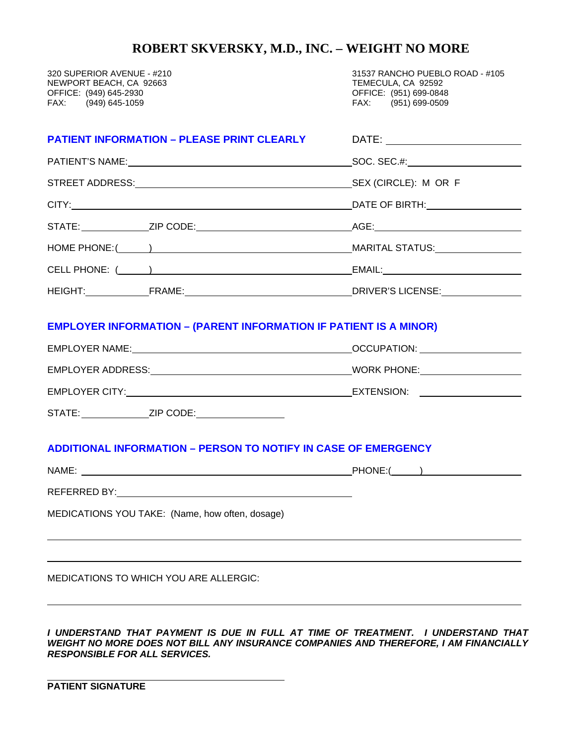# ROBERT SKVERSKY, M.D., INC. – WEIGHT NO MORE

320 SUPERIOR AVENUE - #210
NEWPORT BEACH, CA 92663
OFFICE: (949) 645-2930
FAX: (949) 645-1059

31537 RANCHO PUEBLO ROAD - #105
TEMECULA, CA 92592
OFFICE: (951) 699-0848
FAX: (951) 699-0509

## PATIENT INFORMATION – PLEASE PRINT CLEARLY

DATE: ______________________

PATIENT'S NAME: ______________________ SOC. SEC.#: ______________________

STREET ADDRESS: ______________________ SEX (CIRCLE): M OR F

CITY: ______________________ DATE OF BIRTH: ______________________

STATE: __________ ZIP CODE: ______________________ AGE: ______________________

HOME PHONE: (______) ______________________ MARITAL STATUS: ______________________

CELL PHONE: (______) ______________________ EMAIL: ______________________

HEIGHT: __________ FRAME: ______________________ DRIVER'S LICENSE: ______________________

## EMPLOYER INFORMATION – (PARENT INFORMATION IF PATIENT IS A MINOR)

EMPLOYER NAME: ______________________ OCCUPATION: ______________________

EMPLOYER ADDRESS: ______________________ WORK PHONE: ______________________

EMPLOYER CITY: ______________________ EXTENSION: ______________________

STATE: __________ ZIP CODE: ______________________

## ADDITIONAL INFORMATION – PERSON TO NOTIFY IN CASE OF EMERGENCY

NAME: ______________________ PHONE: (______) ______________________

REFERRED BY: ______________________

MEDICATIONS YOU TAKE: (Name, how often, dosage)

______________________________________________

______________________________________________

MEDICATIONS TO WHICH YOU ARE ALLERGIC:

______________________________________________

***I UNDERSTAND THAT PAYMENT IS DUE IN FULL AT TIME OF TREATMENT. I UNDERSTAND THAT WEIGHT NO MORE DOES NOT BILL ANY INSURANCE COMPANIES AND THEREFORE, I AM FINANCIALLY RESPONSIBLE FOR ALL SERVICES.***

______________________________________________

**PATIENT SIGNATURE**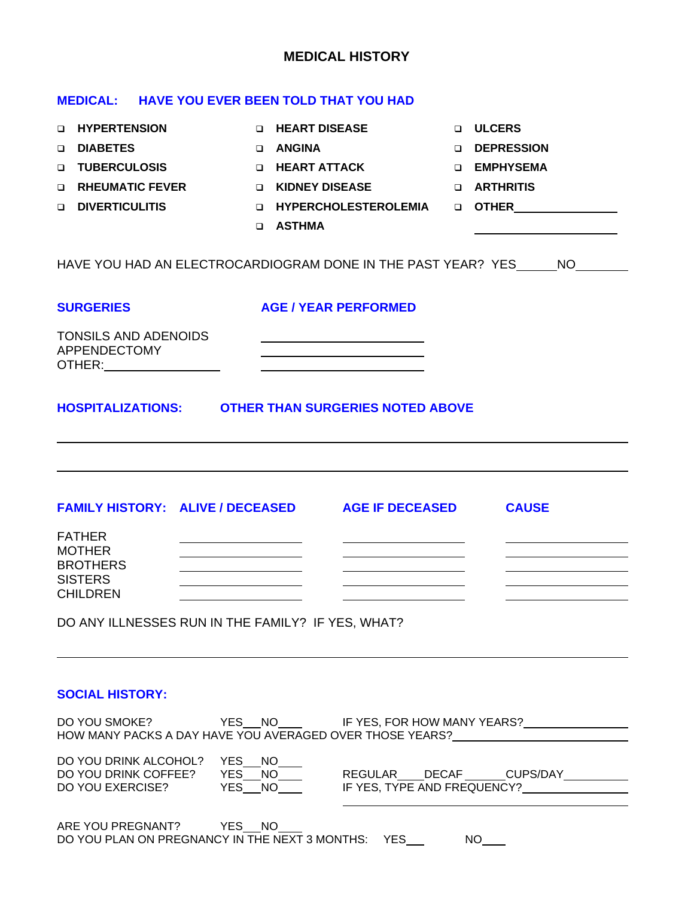# MEDICAL HISTORY

**MEDICAL: HAVE YOU EVER BEEN TOLD THAT YOU HAD**

- ❑ **HYPERTENSION**
- ❑ **DIABETES**
- ❑ **TUBERCULOSIS**
- ❑ **RHEUMATIC FEVER**
- ❑ **DIVERTICULITIS**
- ❑ **HEART DISEASE**
- ❑ **ANGINA**
- ❑ **HEART ATTACK**
- ❑ **KIDNEY DISEASE**
- ❑ **HYPERCHOLESTEROLEMIA**
- ❑ **ASTHMA**
- ❑ **ULCERS**
- ❑ **DEPRESSION**
- ❑ **EMPHYSEMA**
- ❑ **ARTHRITIS**
- ❑ **OTHER**\_\_\_\_\_\_\_\_\_\_\_\_\_\_\_\_

\_\_\_\_\_\_\_\_\_\_\_\_\_\_\_\_\_\_\_\_\_\_

HAVE YOU HAD AN ELECTROCARDIOGRAM DONE IN THE PAST YEAR? YES\_\_\_\_\_\_NO\_\_\_\_\_\_\_\_

| **SURGERIES** | **AGE / YEAR PERFORMED** |
|---|---|
| TONSILS AND ADENOIDS | \_\_\_\_\_\_\_\_\_\_\_\_\_\_\_\_\_\_ |
| APPENDECTOMY | \_\_\_\_\_\_\_\_\_\_\_\_\_\_\_\_\_\_ |
| OTHER:\_\_\_\_\_\_\_\_\_\_\_\_\_\_\_\_ | \_\_\_\_\_\_\_\_\_\_\_\_\_\_\_\_\_\_ |

**HOSPITALIZATIONS: OTHER THAN SURGERIES NOTED ABOVE**

\_\_\_\_\_\_\_\_\_\_\_\_\_\_\_\_\_\_\_\_\_\_\_\_\_\_\_\_\_\_\_\_\_\_\_\_\_\_\_\_\_\_\_\_\_\_\_\_\_\_\_\_\_\_\_\_\_\_\_\_\_\_\_\_

\_\_\_\_\_\_\_\_\_\_\_\_\_\_\_\_\_\_\_\_\_\_\_\_\_\_\_\_\_\_\_\_\_\_\_\_\_\_\_\_\_\_\_\_\_\_\_\_\_\_\_\_\_\_\_\_\_\_\_\_\_\_\_\_

| **FAMILY HISTORY:** | **ALIVE / DECEASED** | **AGE IF DECEASED** | **CAUSE** |
|---|---|---|---|
| FATHER | | | |
| MOTHER | | | |
| BROTHERS | | | |
| SISTERS | | | |
| CHILDREN | | | |

DO ANY ILLNESSES RUN IN THE FAMILY? IF YES, WHAT?

\_\_\_\_\_\_\_\_\_\_\_\_\_\_\_\_\_\_\_\_\_\_\_\_\_\_\_\_\_\_\_\_\_\_\_\_\_\_\_\_\_\_\_\_\_\_\_\_\_\_\_\_\_\_\_\_\_\_\_\_\_\_\_\_

**SOCIAL HISTORY:**

DO YOU SMOKE? YES\_\_\_NO\_\_\_\_ IF YES, FOR HOW MANY YEARS?\_\_\_\_\_\_\_\_\_\_\_\_\_\_\_\_
HOW MANY PACKS A DAY HAVE YOU AVERAGED OVER THOSE YEARS?\_\_\_\_\_\_\_\_\_\_\_\_\_\_\_\_\_\_\_\_\_\_

DO YOU DRINK ALCOHOL? YES\_\_\_NO\_\_\_\_
DO YOU DRINK COFFEE? YES\_\_\_NO\_\_\_\_ REGULAR\_\_\_\_DECAF\_\_\_\_\_\_CUPS/DAY\_\_\_\_\_\_\_\_\_\_
DO YOU EXERCISE? YES\_\_\_NO\_\_\_\_ IF YES, TYPE AND FREQUENCY?\_\_\_\_\_\_\_\_\_\_\_\_\_\_\_\_

\_\_\_\_\_\_\_\_\_\_\_\_\_\_\_\_\_\_\_\_\_\_\_\_\_\_\_\_\_\_\_\_\_\_\_\_\_\_\_\_

ARE YOU PREGNANT? YES\_\_\_NO\_\_\_\_
DO YOU PLAN ON PREGNANCY IN THE NEXT 3 MONTHS: YES\_\_\_ NO\_\_\_\_